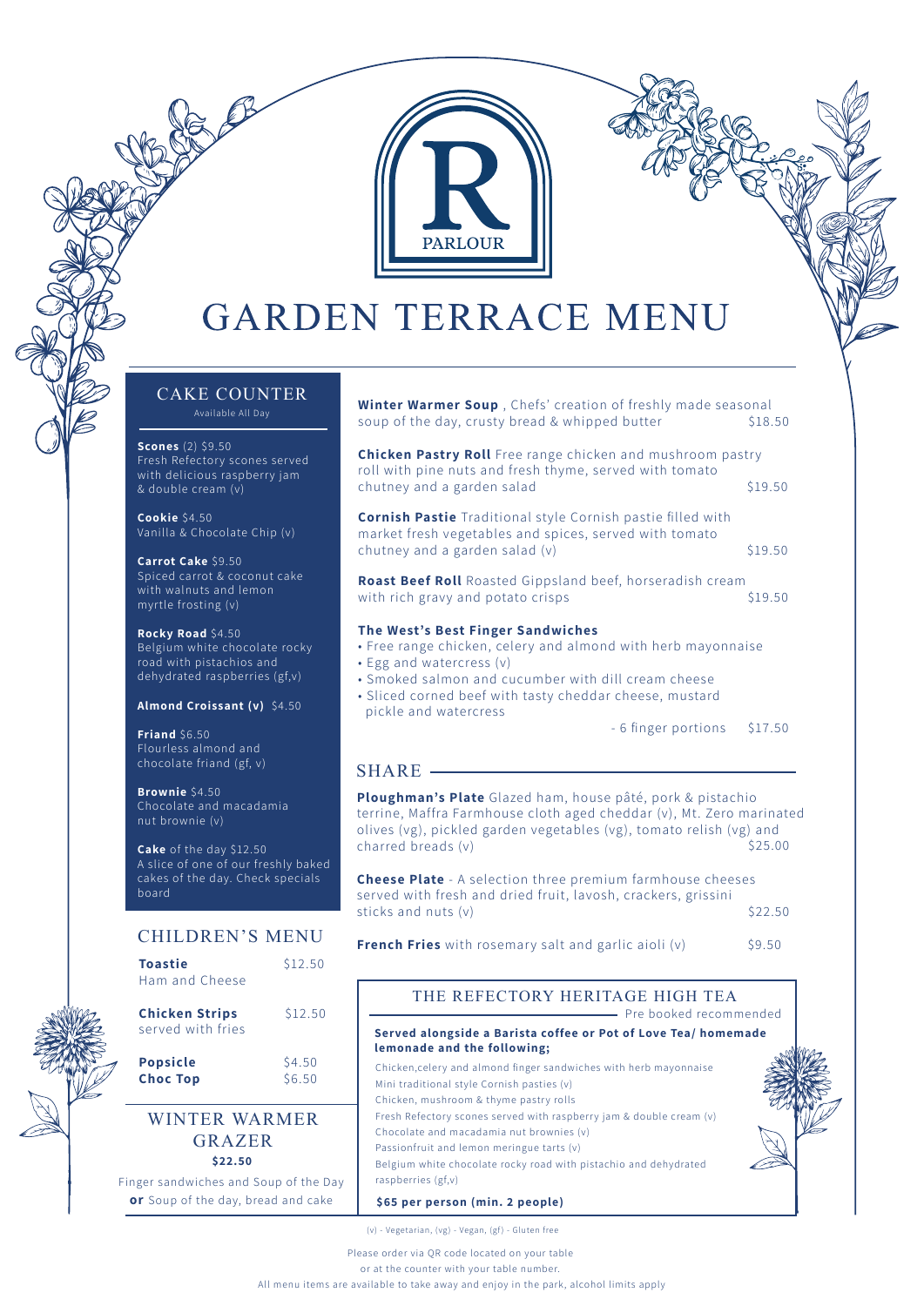PARLOUR

# GARDEN TERRACE MENU

## CAKE COUNTER

Available All Day

**Scones** (2) $9.50
Fresh Refectory scones served with delicious raspberry jam & double cream (v)

**Cookie** $4.50
Vanilla & Chocolate Chip (v)

**Carrot Cake** $9.50
Spiced carrot & coconut cake with walnuts and lemon myrtle frosting (v)

**Rocky Road** $4.50
Belgium white chocolate rocky road with pistachios and dehydrated raspberries (gf,v)

**Almond Croissant (v)** $4.50

**Friand** $6.50
Flourless almond and chocolate friand (gf, v)

**Brownie** $4.50
Chocolate and macadamia nut brownie (v)

**Cake** of the day $12.50
A slice of one of our freshly baked cakes of the day. Check specials board

## CHILDREN'S MENU

**Toastie** $12.50
Ham and Cheese

**Chicken Strips** $12.50
served with fries

**Popsicle** $4.50

**Choc Top** $6.50

## WINTER WARMER GRAZER

**$22.50**

Finger sandwiches and Soup of the Day
**or** Soup of the day, bread and cake

---

**Winter Warmer Soup** , Chefs' creation of freshly made seasonal soup of the day, crusty bread & whipped butter $18.50

**Chicken Pastry Roll** Free range chicken and mushroom pastry roll with pine nuts and fresh thyme, served with tomato chutney and a garden salad $19.50

**Cornish Pastie** Traditional style Cornish pastie filled with market fresh vegetables and spices, served with tomato chutney and a garden salad (v) $19.50

**Roast Beef Roll** Roasted Gippsland beef, horseradish cream with rich gravy and potato crisps $19.50

**The West's Best Finger Sandwiches**

- Free range chicken, celery and almond with herb mayonnaise
- Egg and watercress (v)
- Smoked salmon and cucumber with dill cream cheese
- Sliced corned beef with tasty cheddar cheese, mustard pickle and watercress

- 6 finger portions $17.50

## SHARE

**Ploughman's Plate** Glazed ham, house pâté, pork & pistachio terrine, Maffra Farmhouse cloth aged cheddar (v), Mt. Zero marinated olives (vg), pickled garden vegetables (vg), tomato relish (vg) and charred breads (v) $25.00

**Cheese Plate** - A selection three premium farmhouse cheeses served with fresh and dried fruit, lavosh, crackers, grissini sticks and nuts (v) $22.50

**French Fries** with rosemary salt and garlic aioli (v) $9.50

## THE REFECTORY HERITAGE HIGH TEA

Pre booked recommended

**Served alongside a Barista coffee or Pot of Love Tea/ homemade lemonade and the following;**

Chicken,celery and almond finger sandwiches with herb mayonnaise
Mini traditional style Cornish pasties (v)
Chicken, mushroom & thyme pastry rolls
Fresh Refectory scones served with raspberry jam & double cream (v)
Chocolate and macadamia nut brownies (v)
Passionfruit and lemon meringue tarts (v)
Belgium white chocolate rocky road with pistachio and dehydrated raspberries (gf,v)

**$65 per person (min. 2 people)**

(v) - Vegetarian, (vg) - Vegan, (gf) - Gluten free

Please order via QR code located on your table
or at the counter with your table number.
All menu items are available to take away and enjoy in the park, alcohol limits apply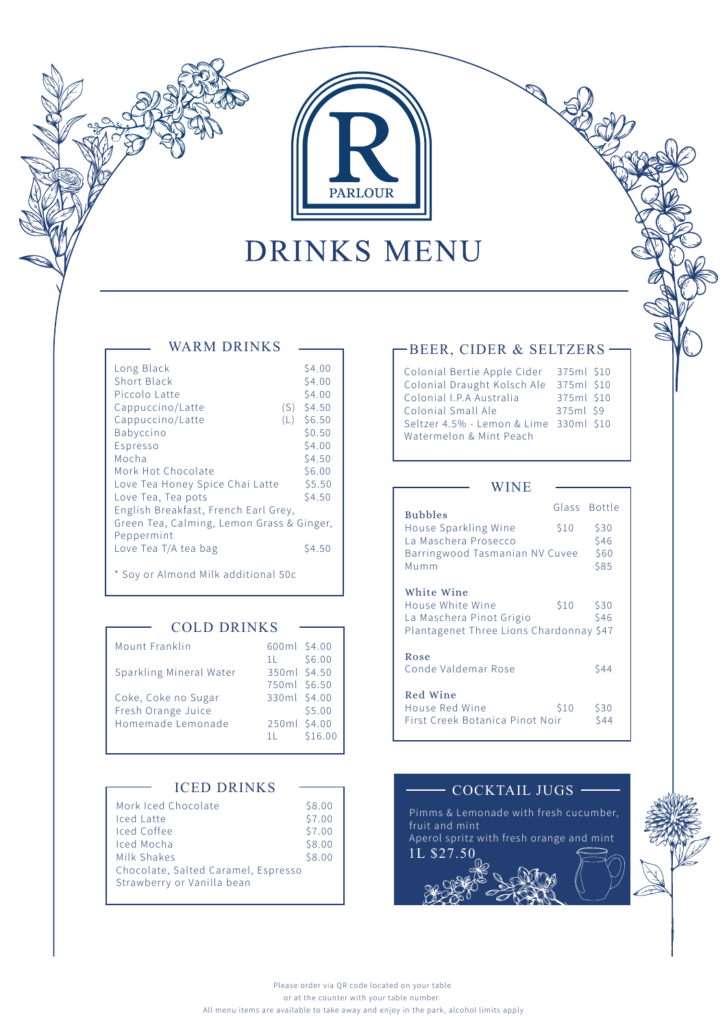PARLOUR

# DRINKS MENU

## WARM DRINKS

| | | |
|---|---|---|
| Long Black | | $4.00 |
| Short Black | | $4.00 |
| Piccolo Latte | | $4.00 |
| Cappuccino/Latte | (S) | $4.50 |
| Cappuccino/Latte | (L) | $6.50 |
| Babyccino | | $0.50 |
| Espresso | | $4.00 |
| Mocha | | $4.50 |
| Mork Hot Chocolate | | $6.00 |
| Love Tea Honey Spice Chai Latte | | $5.50 |
| Love Tea, Tea pots | | $4.50 |
| English Breakfast, French Earl Grey, Green Tea, Calming, Lemon Grass & Ginger, Peppermint | | |
| Love Tea T/A tea bag | | $4.50 |

* Soy or Almond Milk additional 50c

## COLD DRINKS

| | | |
|---|---|---|
| Mount Franklin | 600ml | $4.00 |
| | 1L | $6.00 |
| Sparkling Mineral Water | 350ml | $4.50 |
| | 750ml | $6.50 |
| Coke, Coke no Sugar | 330ml | $4.00 |
| Fresh Orange Juice | | $5.00 |
| Homemade Lemonade | 250ml | $4.00 |
| | 1L | $16.00 |

## ICED DRINKS

| | |
|---|---|
| Mork Iced Chocolate | $8.00 |
| Iced Latte | $7.00 |
| Iced Coffee | $7.00 |
| Iced Mocha | $8.00 |
| Milk Shakes | $8.00 |
| Chocolate, Salted Caramel, Espresso Strawberry or Vanilla bean | |

## BEER, CIDER & SELTZERS

| | | |
|---|---|---|
| Colonial Bertie Apple Cider | 375ml | $10 |
| Colonial Draught Kolsch Ale | 375ml | $10 |
| Colonial I.P.A Australia | 375ml | $10 |
| Colonial Small Ale | 375ml | $9 |
| Seltzer 4.5% - Lemon & Lime Watermelon & Mint Peach | 330ml | $10 |

## WINE

| | Glass | Bottle |
|---|---|---|
| **Bubbles** | | |
| House Sparkling Wine | $10 | $30 |
| La Maschera Prosecco | | $46 |
| Barringwood Tasmanian NV Cuvee | | $60 |
| Mumm | | $85 |
| **White Wine** | | |
| House White Wine | $10 | $30 |
| La Maschera Pinot Grigio | | $46 |
| Plantagenet Three Lions Chardonnay | | $47 |
| **Rose** | | |
| Conde Valdemar Rose | | $44 |
| **Red Wine** | | |
| House Red Wine | $10 | $30 |
| First Creek Botanica Pinot Noir | | $44 |

## COCKTAIL JUGS

Pimms & Lemonade with fresh cucumber, fruit and mint

Aperol spritz with fresh orange and mint

1L $27.50

Please order via QR code located on your table
or at the counter with your table number.
All menu items are available to take away and enjoy in the park, alcohol limits apply